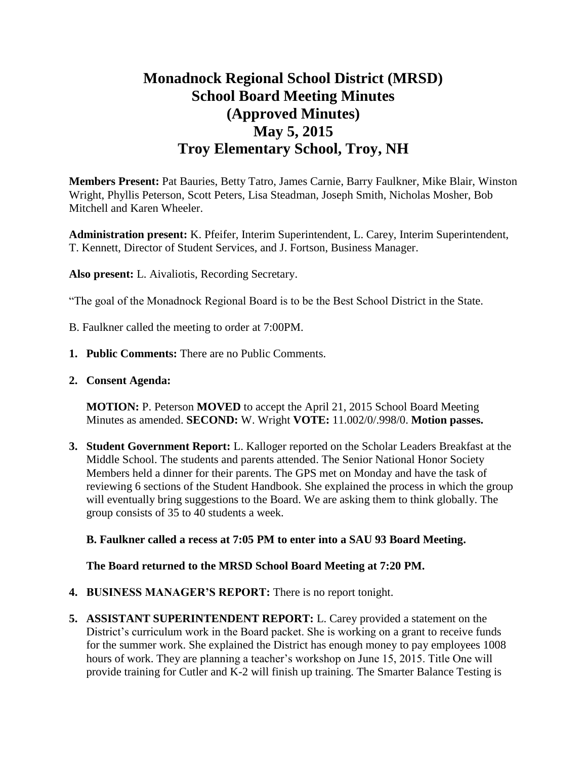# Monadnock Regional School District (MRSD)
# School Board Meeting Minutes
# (Approved Minutes)
# May 5, 2015
# Troy Elementary School, Troy, NH

**Members Present:** Pat Bauries, Betty Tatro, James Carnie, Barry Faulkner, Mike Blair, Winston Wright, Phyllis Peterson, Scott Peters, Lisa Steadman, Joseph Smith, Nicholas Mosher, Bob Mitchell and Karen Wheeler.

**Administration present:** K. Pfeifer, Interim Superintendent, L. Carey, Interim Superintendent, T. Kennett, Director of Student Services, and J. Fortson, Business Manager.

**Also present:** L. Aivaliotis, Recording Secretary.

"The goal of the Monadnock Regional Board is to be the Best School District in the State.

B. Faulkner called the meeting to order at 7:00PM.

1. **Public Comments:** There are no Public Comments.

2. **Consent Agenda:**

   **MOTION:** P. Peterson **MOVED** to accept the April 21, 2015 School Board Meeting Minutes as amended. **SECOND:** W. Wright **VOTE:** 11.002/0/.998/0. **Motion passes.**

3. **Student Government Report:** L. Kalloger reported on the Scholar Leaders Breakfast at the Middle School. The students and parents attended. The Senior National Honor Society Members held a dinner for their parents. The GPS met on Monday and have the task of reviewing 6 sections of the Student Handbook. She explained the process in which the group will eventually bring suggestions to the Board. We are asking them to think globally. The group consists of 35 to 40 students a week.

   **B. Faulkner called a recess at 7:05 PM to enter into a SAU 93 Board Meeting.**

   **The Board returned to the MRSD School Board Meeting at 7:20 PM.**

4. **BUSINESS MANAGER'S REPORT:** There is no report tonight.

5. **ASSISTANT SUPERINTENDENT REPORT:** L. Carey provided a statement on the District's curriculum work in the Board packet. She is working on a grant to receive funds for the summer work. She explained the District has enough money to pay employees 1008 hours of work. They are planning a teacher's workshop on June 15, 2015. Title One will provide training for Cutler and K-2 will finish up training. The Smarter Balance Testing is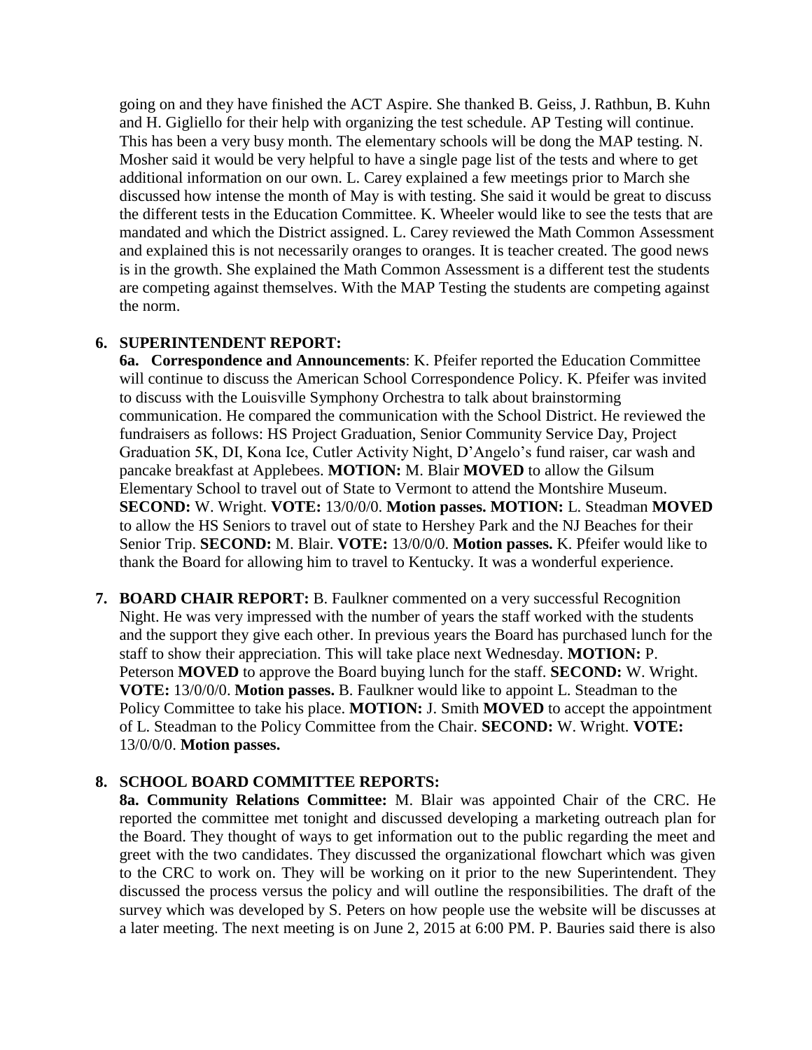going on and they have finished the ACT Aspire. She thanked B. Geiss, J. Rathbun, B. Kuhn and H. Gigliello for their help with organizing the test schedule. AP Testing will continue. This has been a very busy month. The elementary schools will be dong the MAP testing. N. Mosher said it would be very helpful to have a single page list of the tests and where to get additional information on our own. L. Carey explained a few meetings prior to March she discussed how intense the month of May is with testing. She said it would be great to discuss the different tests in the Education Committee. K. Wheeler would like to see the tests that are mandated and which the District assigned. L. Carey reviewed the Math Common Assessment and explained this is not necessarily oranges to oranges. It is teacher created. The good news is in the growth. She explained the Math Common Assessment is a different test the students are competing against themselves. With the MAP Testing the students are competing against the norm.

**6. SUPERINTENDENT REPORT:**

**6a. Correspondence and Announcements**: K. Pfeifer reported the Education Committee will continue to discuss the American School Correspondence Policy. K. Pfeifer was invited to discuss with the Louisville Symphony Orchestra to talk about brainstorming communication. He compared the communication with the School District. He reviewed the fundraisers as follows: HS Project Graduation, Senior Community Service Day, Project Graduation 5K, DI, Kona Ice, Cutler Activity Night, D'Angelo's fund raiser, car wash and pancake breakfast at Applebees. **MOTION:** M. Blair **MOVED** to allow the Gilsum Elementary School to travel out of State to Vermont to attend the Montshire Museum. **SECOND:** W. Wright. **VOTE:** 13/0/0/0. **Motion passes. MOTION:** L. Steadman **MOVED** to allow the HS Seniors to travel out of state to Hershey Park and the NJ Beaches for their Senior Trip. **SECOND:** M. Blair. **VOTE:** 13/0/0/0. **Motion passes.** K. Pfeifer would like to thank the Board for allowing him to travel to Kentucky. It was a wonderful experience.

**7. BOARD CHAIR REPORT:** B. Faulkner commented on a very successful Recognition Night. He was very impressed with the number of years the staff worked with the students and the support they give each other. In previous years the Board has purchased lunch for the staff to show their appreciation. This will take place next Wednesday. **MOTION:** P. Peterson **MOVED** to approve the Board buying lunch for the staff. **SECOND:** W. Wright. **VOTE:** 13/0/0/0. **Motion passes.** B. Faulkner would like to appoint L. Steadman to the Policy Committee to take his place. **MOTION:** J. Smith **MOVED** to accept the appointment of L. Steadman to the Policy Committee from the Chair. **SECOND:** W. Wright. **VOTE:** 13/0/0/0. **Motion passes.**

**8. SCHOOL BOARD COMMITTEE REPORTS:**

**8a. Community Relations Committee:** M. Blair was appointed Chair of the CRC. He reported the committee met tonight and discussed developing a marketing outreach plan for the Board. They thought of ways to get information out to the public regarding the meet and greet with the two candidates. They discussed the organizational flowchart which was given to the CRC to work on. They will be working on it prior to the new Superintendent. They discussed the process versus the policy and will outline the responsibilities. The draft of the survey which was developed by S. Peters on how people use the website will be discusses at a later meeting. The next meeting is on June 2, 2015 at 6:00 PM. P. Bauries said there is also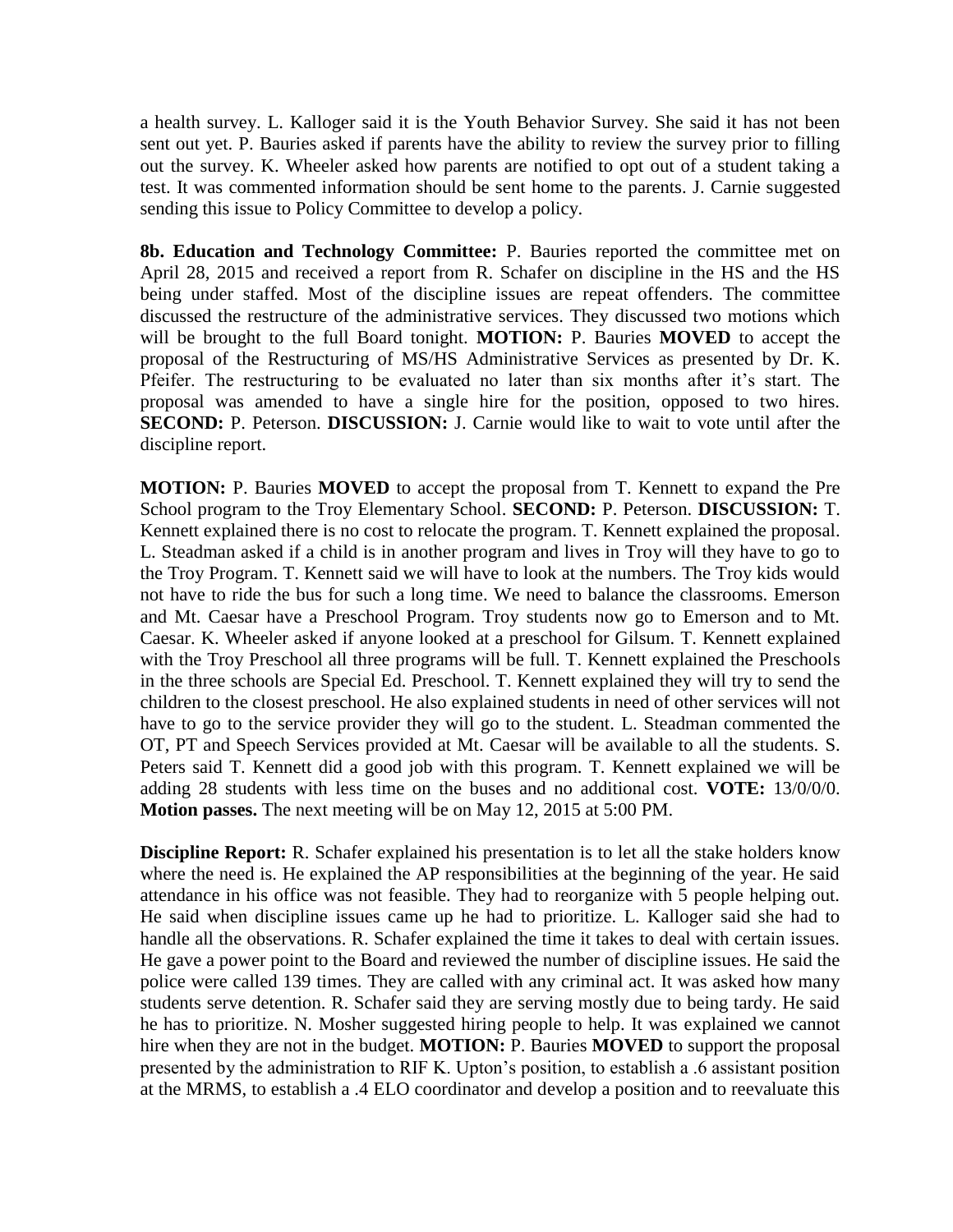a health survey. L. Kalloger said it is the Youth Behavior Survey. She said it has not been sent out yet. P. Bauries asked if parents have the ability to review the survey prior to filling out the survey. K. Wheeler asked how parents are notified to opt out of a student taking a test. It was commented information should be sent home to the parents. J. Carnie suggested sending this issue to Policy Committee to develop a policy.

**8b. Education and Technology Committee:** P. Bauries reported the committee met on April 28, 2015 and received a report from R. Schafer on discipline in the HS and the HS being under staffed. Most of the discipline issues are repeat offenders. The committee discussed the restructure of the administrative services. They discussed two motions which will be brought to the full Board tonight. **MOTION:** P. Bauries **MOVED** to accept the proposal of the Restructuring of MS/HS Administrative Services as presented by Dr. K. Pfeifer. The restructuring to be evaluated no later than six months after it's start. The proposal was amended to have a single hire for the position, opposed to two hires. **SECOND:** P. Peterson. **DISCUSSION:** J. Carnie would like to wait to vote until after the discipline report.

**MOTION:** P. Bauries **MOVED** to accept the proposal from T. Kennett to expand the Pre School program to the Troy Elementary School. **SECOND:** P. Peterson. **DISCUSSION:** T. Kennett explained there is no cost to relocate the program. T. Kennett explained the proposal. L. Steadman asked if a child is in another program and lives in Troy will they have to go to the Troy Program. T. Kennett said we will have to look at the numbers. The Troy kids would not have to ride the bus for such a long time. We need to balance the classrooms. Emerson and Mt. Caesar have a Preschool Program. Troy students now go to Emerson and to Mt. Caesar. K. Wheeler asked if anyone looked at a preschool for Gilsum. T. Kennett explained with the Troy Preschool all three programs will be full. T. Kennett explained the Preschools in the three schools are Special Ed. Preschool. T. Kennett explained they will try to send the children to the closest preschool. He also explained students in need of other services will not have to go to the service provider they will go to the student. L. Steadman commented the OT, PT and Speech Services provided at Mt. Caesar will be available to all the students. S. Peters said T. Kennett did a good job with this program. T. Kennett explained we will be adding 28 students with less time on the buses and no additional cost. **VOTE:** 13/0/0/0. **Motion passes.** The next meeting will be on May 12, 2015 at 5:00 PM.

**Discipline Report:** R. Schafer explained his presentation is to let all the stake holders know where the need is. He explained the AP responsibilities at the beginning of the year. He said attendance in his office was not feasible. They had to reorganize with 5 people helping out. He said when discipline issues came up he had to prioritize. L. Kalloger said she had to handle all the observations. R. Schafer explained the time it takes to deal with certain issues. He gave a power point to the Board and reviewed the number of discipline issues. He said the police were called 139 times. They are called with any criminal act. It was asked how many students serve detention. R. Schafer said they are serving mostly due to being tardy. He said he has to prioritize. N. Mosher suggested hiring people to help. It was explained we cannot hire when they are not in the budget. **MOTION:** P. Bauries **MOVED** to support the proposal presented by the administration to RIF K. Upton's position, to establish a .6 assistant position at the MRMS, to establish a .4 ELO coordinator and develop a position and to reevaluate this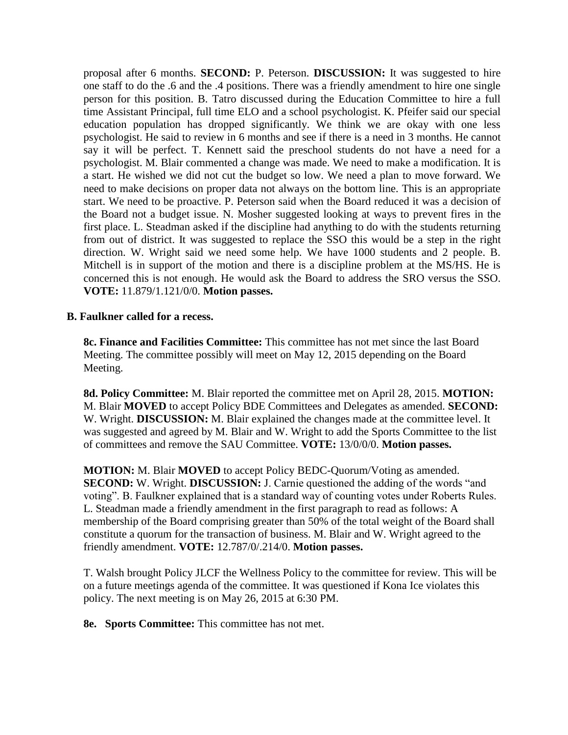proposal after 6 months. **SECOND:** P. Peterson. **DISCUSSION:** It was suggested to hire one staff to do the .6 and the .4 positions. There was a friendly amendment to hire one single person for this position. B. Tatro discussed during the Education Committee to hire a full time Assistant Principal, full time ELO and a school psychologist. K. Pfeifer said our special education population has dropped significantly. We think we are okay with one less psychologist. He said to review in 6 months and see if there is a need in 3 months. He cannot say it will be perfect. T. Kennett said the preschool students do not have a need for a psychologist. M. Blair commented a change was made. We need to make a modification. It is a start. He wished we did not cut the budget so low. We need a plan to move forward. We need to make decisions on proper data not always on the bottom line. This is an appropriate start. We need to be proactive. P. Peterson said when the Board reduced it was a decision of the Board not a budget issue. N. Mosher suggested looking at ways to prevent fires in the first place. L. Steadman asked if the discipline had anything to do with the students returning from out of district. It was suggested to replace the SSO this would be a step in the right direction. W. Wright said we need some help. We have 1000 students and 2 people. B. Mitchell is in support of the motion and there is a discipline problem at the MS/HS. He is concerned this is not enough. He would ask the Board to address the SRO versus the SSO. **VOTE:** 11.879/1.121/0/0. **Motion passes.**

**B. Faulkner called for a recess.**

**8c. Finance and Facilities Committee:** This committee has not met since the last Board Meeting. The committee possibly will meet on May 12, 2015 depending on the Board Meeting.

**8d. Policy Committee:** M. Blair reported the committee met on April 28, 2015. **MOTION:** M. Blair **MOVED** to accept Policy BDE Committees and Delegates as amended. **SECOND:** W. Wright. **DISCUSSION:** M. Blair explained the changes made at the committee level. It was suggested and agreed by M. Blair and W. Wright to add the Sports Committee to the list of committees and remove the SAU Committee. **VOTE:** 13/0/0/0. **Motion passes.**

**MOTION:** M. Blair **MOVED** to accept Policy BEDC-Quorum/Voting as amended. **SECOND:** W. Wright. **DISCUSSION:** J. Carnie questioned the adding of the words "and voting". B. Faulkner explained that is a standard way of counting votes under Roberts Rules. L. Steadman made a friendly amendment in the first paragraph to read as follows: A membership of the Board comprising greater than 50% of the total weight of the Board shall constitute a quorum for the transaction of business. M. Blair and W. Wright agreed to the friendly amendment. **VOTE:** 12.787/0/.214/0. **Motion passes.**

T. Walsh brought Policy JLCF the Wellness Policy to the committee for review. This will be on a future meetings agenda of the committee. It was questioned if Kona Ice violates this policy. The next meeting is on May 26, 2015 at 6:30 PM.

**8e. Sports Committee:** This committee has not met.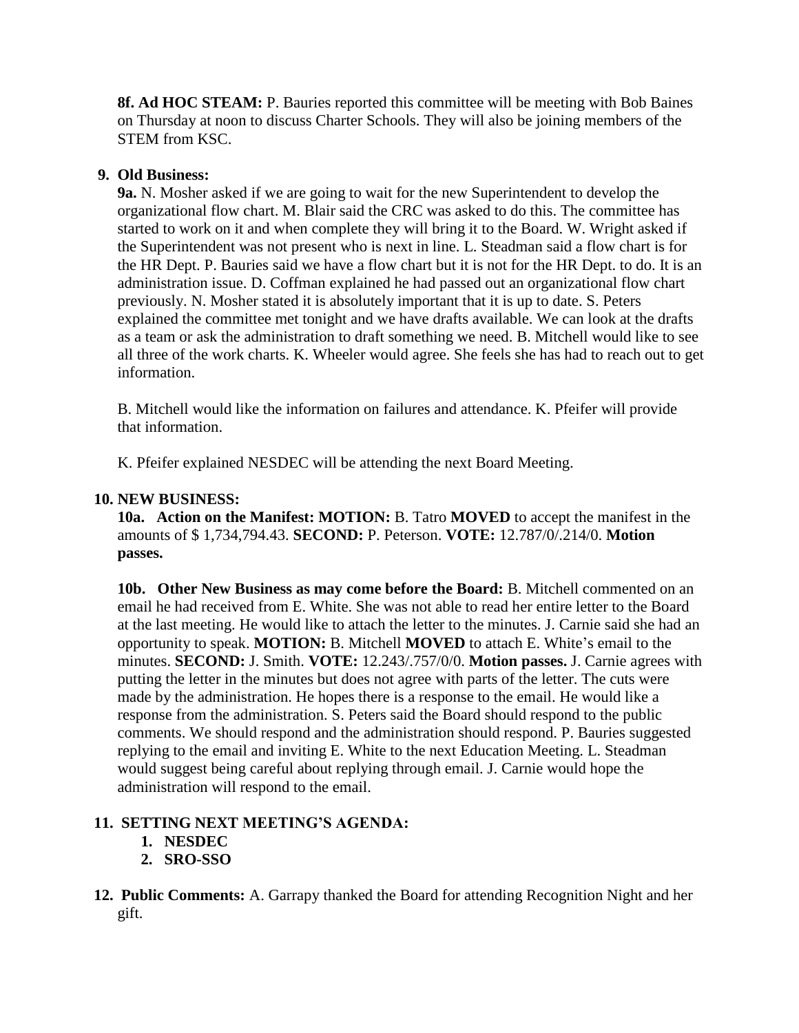**8f. Ad HOC STEAM:** P. Bauries reported this committee will be meeting with Bob Baines on Thursday at noon to discuss Charter Schools. They will also be joining members of the STEM from KSC.

**9. Old Business:**

**9a.** N. Mosher asked if we are going to wait for the new Superintendent to develop the organizational flow chart. M. Blair said the CRC was asked to do this. The committee has started to work on it and when complete they will bring it to the Board. W. Wright asked if the Superintendent was not present who is next in line. L. Steadman said a flow chart is for the HR Dept. P. Bauries said we have a flow chart but it is not for the HR Dept. to do. It is an administration issue. D. Coffman explained he had passed out an organizational flow chart previously. N. Mosher stated it is absolutely important that it is up to date. S. Peters explained the committee met tonight and we have drafts available. We can look at the drafts as a team or ask the administration to draft something we need. B. Mitchell would like to see all three of the work charts. K. Wheeler would agree. She feels she has had to reach out to get information.

B. Mitchell would like the information on failures and attendance. K. Pfeifer will provide that information.

K. Pfeifer explained NESDEC will be attending the next Board Meeting.

**10. NEW BUSINESS:**

**10a. Action on the Manifest: MOTION:** B. Tatro **MOVED** to accept the manifest in the amounts of $ 1,734,794.43. **SECOND:** P. Peterson. **VOTE:** 12.787/0/.214/0. **Motion passes.**

**10b. Other New Business as may come before the Board:** B. Mitchell commented on an email he had received from E. White. She was not able to read her entire letter to the Board at the last meeting. He would like to attach the letter to the minutes. J. Carnie said she had an opportunity to speak. **MOTION:** B. Mitchell **MOVED** to attach E. White's email to the minutes. **SECOND:** J. Smith. **VOTE:** 12.243/.757/0/0. **Motion passes.** J. Carnie agrees with putting the letter in the minutes but does not agree with parts of the letter. The cuts were made by the administration. He hopes there is a response to the email. He would like a response from the administration. S. Peters said the Board should respond to the public comments. We should respond and the administration should respond. P. Bauries suggested replying to the email and inviting E. White to the next Education Meeting. L. Steadman would suggest being careful about replying through email. J. Carnie would hope the administration will respond to the email.

**11. SETTING NEXT MEETING'S AGENDA:**

1. **NESDEC**
2. **SRO-SSO**

**12. Public Comments:** A. Garrapy thanked the Board for attending Recognition Night and her gift.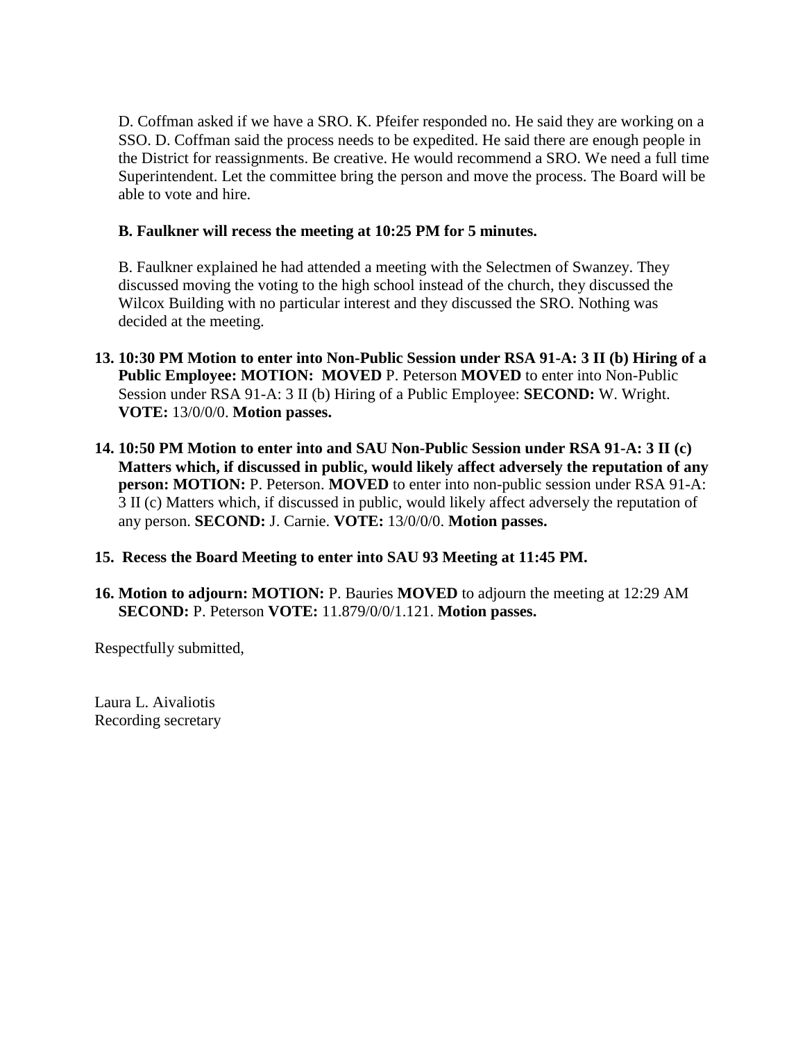D. Coffman asked if we have a SRO. K. Pfeifer responded no. He said they are working on a SSO. D. Coffman said the process needs to be expedited. He said there are enough people in the District for reassignments. Be creative. He would recommend a SRO. We need a full time Superintendent. Let the committee bring the person and move the process. The Board will be able to vote and hire.

**B. Faulkner will recess the meeting at 10:25 PM for 5 minutes.**

B. Faulkner explained he had attended a meeting with the Selectmen of Swanzey. They discussed moving the voting to the high school instead of the church, they discussed the Wilcox Building with no particular interest and they discussed the SRO. Nothing was decided at the meeting.

13. **10:30 PM Motion to enter into Non-Public Session under RSA 91-A: 3 II (b) Hiring of a Public Employee: MOTION: MOVED** P. Peterson **MOVED** to enter into Non-Public Session under RSA 91-A: 3 II (b) Hiring of a Public Employee: **SECOND:** W. Wright. **VOTE:** 13/0/0/0. **Motion passes.**

14. **10:50 PM Motion to enter into and SAU Non-Public Session under RSA 91-A: 3 II (c) Matters which, if discussed in public, would likely affect adversely the reputation of any person: MOTION:** P. Peterson. **MOVED** to enter into non-public session under RSA 91-A: 3 II (c) Matters which, if discussed in public, would likely affect adversely the reputation of any person. **SECOND:** J. Carnie. **VOTE:** 13/0/0/0. **Motion passes.**

15. **Recess the Board Meeting to enter into SAU 93 Meeting at 11:45 PM.**

16. **Motion to adjourn: MOTION:** P. Bauries **MOVED** to adjourn the meeting at 12:29 AM **SECOND:** P. Peterson **VOTE:** 11.879/0/0/1.121. **Motion passes.**

Respectfully submitted,

Laura L. Aivaliotis
Recording secretary